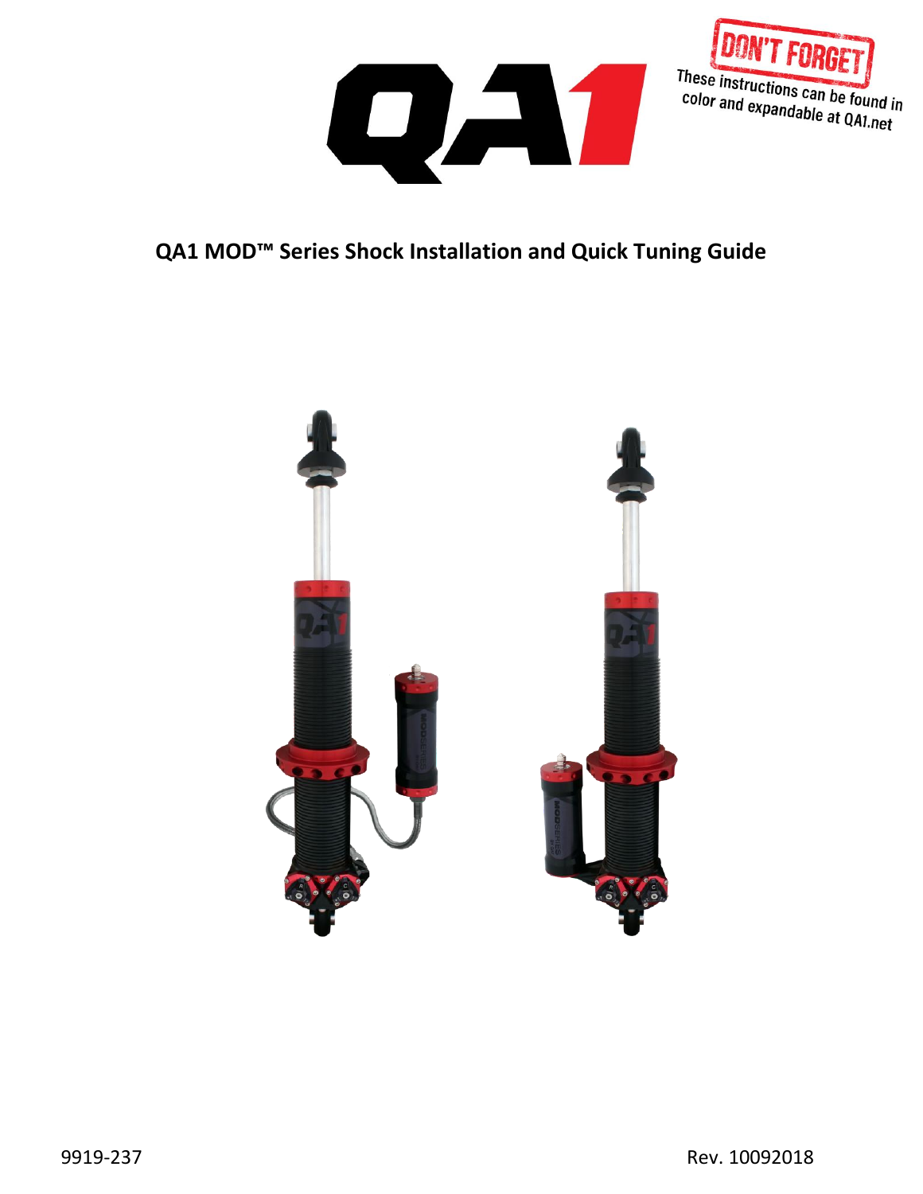**DON'T FORGET**

These instructions can be found in color and expandable at QA1.net

# QA1 MOD™ Series Shock Installation and Quick Tuning Guide

9919-237

Rev. 10092018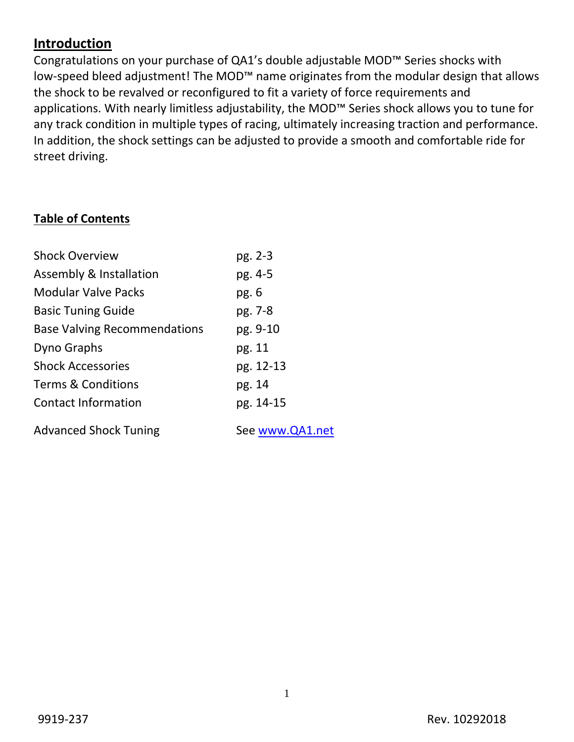## Introduction

Congratulations on your purchase of QA1's double adjustable MOD™ Series shocks with low-speed bleed adjustment! The MOD™ name originates from the modular design that allows the shock to be revalved or reconfigured to fit a variety of force requirements and applications. With nearly limitless adjustability, the MOD™ Series shock allows you to tune for any track condition in multiple types of racing, ultimately increasing traction and performance. In addition, the shock settings can be adjusted to provide a smooth and comfortable ride for street driving.

## Table of Contents

| | |
|---|---|
| Shock Overview | pg. 2-3 |
| Assembly & Installation | pg. 4-5 |
| Modular Valve Packs | pg. 6 |
| Basic Tuning Guide | pg. 7-8 |
| Base Valving Recommendations | pg. 9-10 |
| Dyno Graphs | pg. 11 |
| Shock Accessories | pg. 12-13 |
| Terms & Conditions | pg. 14 |
| Contact Information | pg. 14-15 |
| Advanced Shock Tuning | See www.QA1.net |

9919-237 Rev. 10292018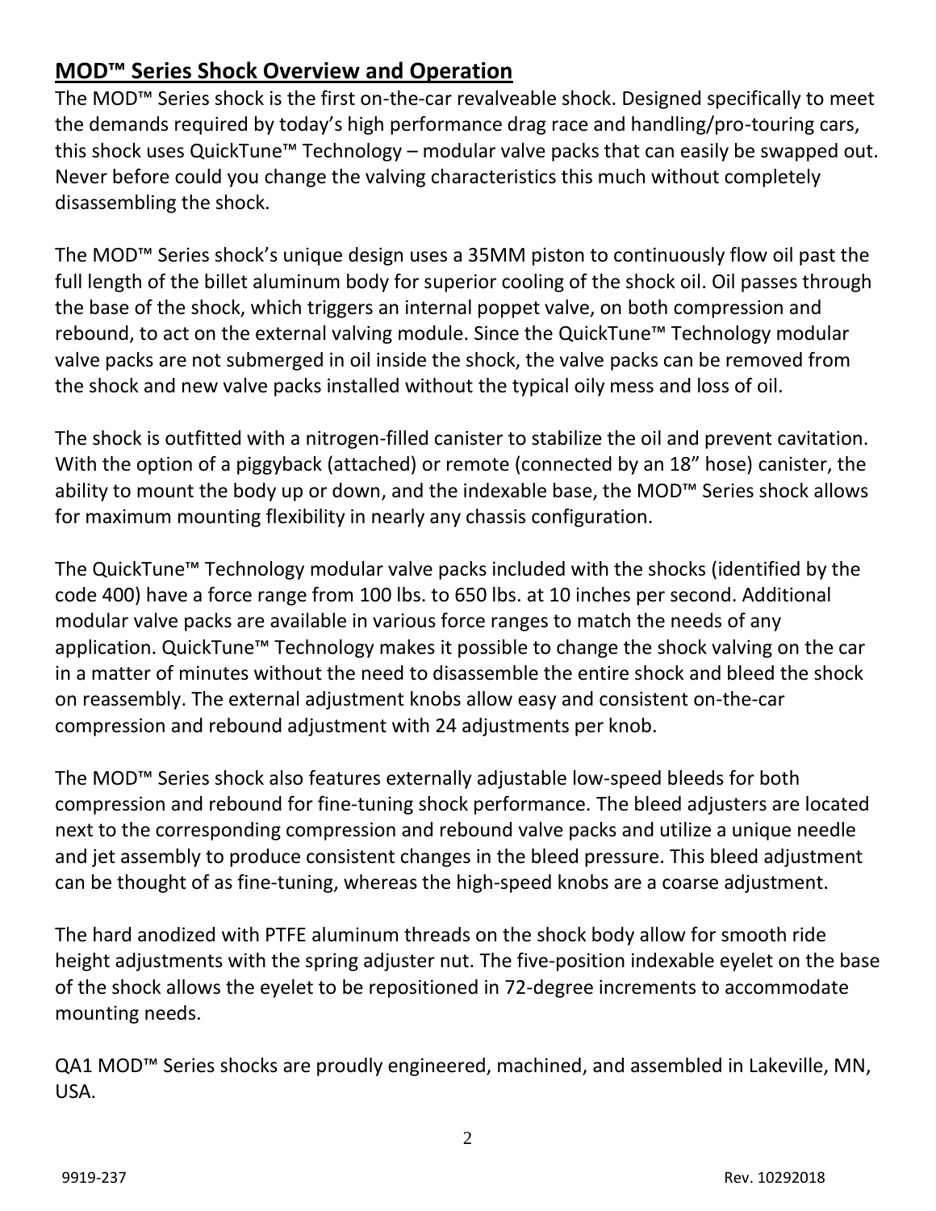## MOD™ Series Shock Overview and Operation

The MOD™ Series shock is the first on-the-car revalveable shock. Designed specifically to meet the demands required by today's high performance drag race and handling/pro-touring cars, this shock uses QuickTune™ Technology – modular valve packs that can easily be swapped out. Never before could you change the valving characteristics this much without completely disassembling the shock.

The MOD™ Series shock's unique design uses a 35MM piston to continuously flow oil past the full length of the billet aluminum body for superior cooling of the shock oil. Oil passes through the base of the shock, which triggers an internal poppet valve, on both compression and rebound, to act on the external valving module. Since the QuickTune™ Technology modular valve packs are not submerged in oil inside the shock, the valve packs can be removed from the shock and new valve packs installed without the typical oily mess and loss of oil.

The shock is outfitted with a nitrogen-filled canister to stabilize the oil and prevent cavitation. With the option of a piggyback (attached) or remote (connected by an 18" hose) canister, the ability to mount the body up or down, and the indexable base, the MOD™ Series shock allows for maximum mounting flexibility in nearly any chassis configuration.

The QuickTune™ Technology modular valve packs included with the shocks (identified by the code 400) have a force range from 100 lbs. to 650 lbs. at 10 inches per second. Additional modular valve packs are available in various force ranges to match the needs of any application. QuickTune™ Technology makes it possible to change the shock valving on the car in a matter of minutes without the need to disassemble the entire shock and bleed the shock on reassembly. The external adjustment knobs allow easy and consistent on-the-car compression and rebound adjustment with 24 adjustments per knob.

The MOD™ Series shock also features externally adjustable low-speed bleeds for both compression and rebound for fine-tuning shock performance. The bleed adjusters are located next to the corresponding compression and rebound valve packs and utilize a unique needle and jet assembly to produce consistent changes in the bleed pressure. This bleed adjustment can be thought of as fine-tuning, whereas the high-speed knobs are a coarse adjustment.

The hard anodized with PTFE aluminum threads on the shock body allow for smooth ride height adjustments with the spring adjuster nut. The five-position indexable eyelet on the base of the shock allows the eyelet to be repositioned in 72-degree increments to accommodate mounting needs.

QA1 MOD™ Series shocks are proudly engineered, machined, and assembled in Lakeville, MN, USA.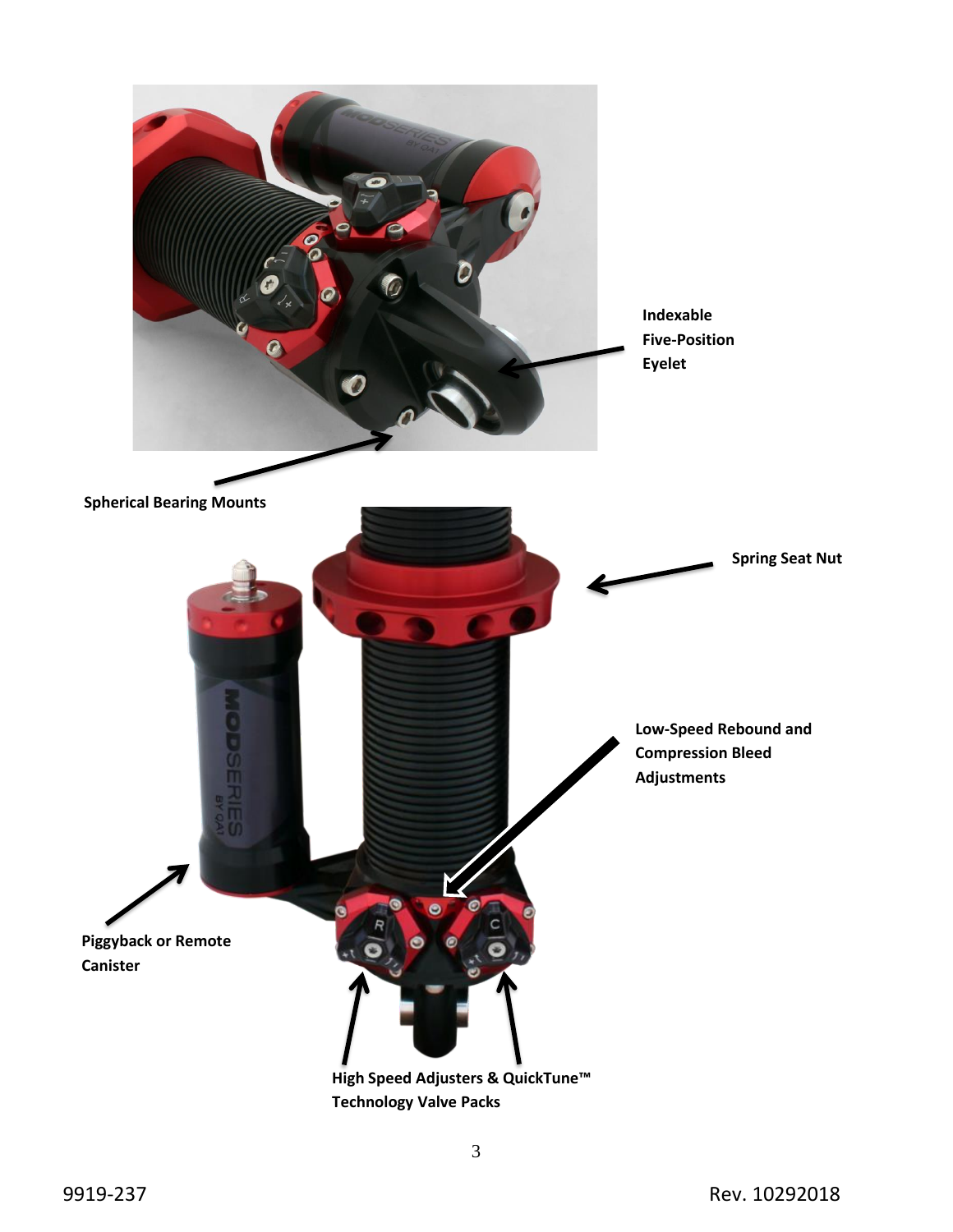Indexable Five-Position Eyelet

Spherical Bearing Mounts

Spring Seat Nut

Low-Speed Rebound and Compression Bleed Adjustments

Piggyback or Remote Canister

High Speed Adjusters & QuickTune™ Technology Valve Packs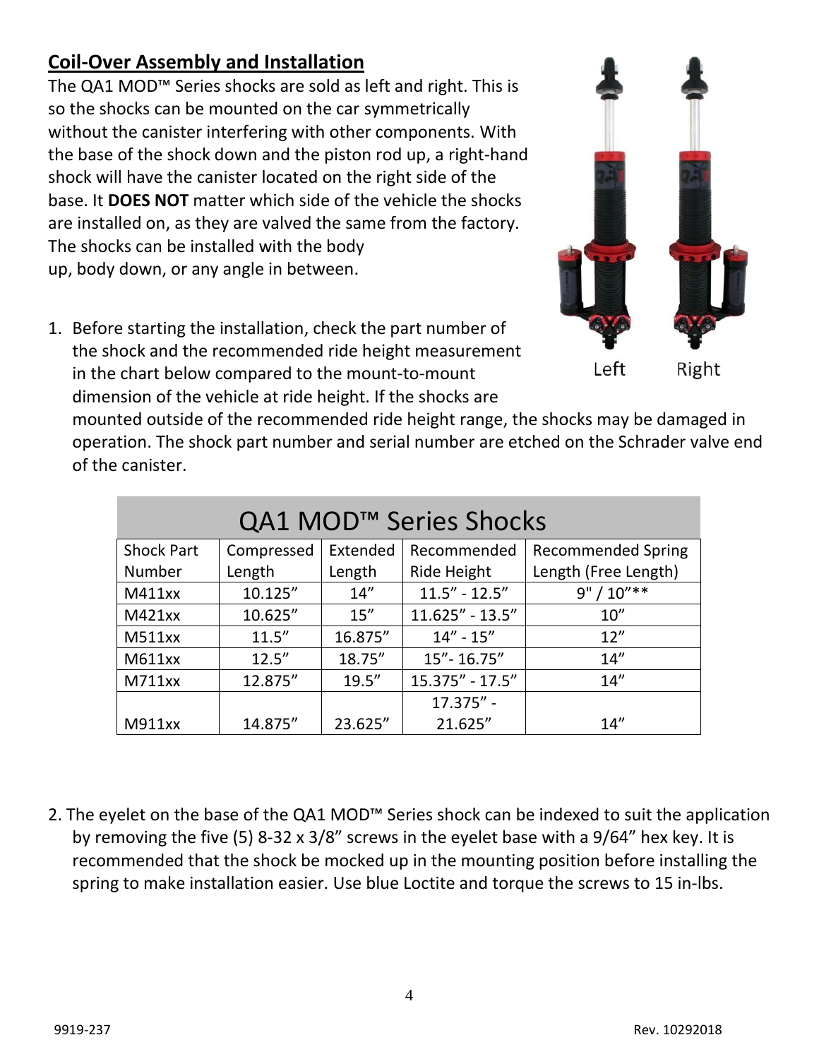## Coil-Over Assembly and Installation

The QA1 MOD™ Series shocks are sold as left and right. This is so the shocks can be mounted on the car symmetrically without the canister interfering with other components. With the base of the shock down and the piston rod up, a right-hand shock will have the canister located on the right side of the base. It **DOES NOT** matter which side of the vehicle the shocks are installed on, as they are valved the same from the factory. The shocks can be installed with the body up, body down, or any angle in between.

Left Right

1. Before starting the installation, check the part number of the shock and the recommended ride height measurement in the chart below compared to the mount-to-mount dimension of the vehicle at ride height. If the shocks are mounted outside of the recommended ride height range, the shocks may be damaged in operation. The shock part number and serial number are etched on the Schrader valve end of the canister.

| QA1 MOD™ Series Shocks | | | | |
|---|---|---|---|---|
| Shock Part Number | Compressed Length | Extended Length | Recommended Ride Height | Recommended Spring Length (Free Length) |
| M411xx | 10.125" | 14" | 11.5" - 12.5" | 9" / 10"** |
| M421xx | 10.625" | 15" | 11.625" - 13.5" | 10" |
| M511xx | 11.5" | 16.875" | 14" - 15" | 12" |
| M611xx | 12.5" | 18.75" | 15"- 16.75" | 14" |
| M711xx | 12.875" | 19.5" | 15.375" - 17.5" | 14" |
| M911xx | 14.875" | 23.625" | 17.375" - 21.625" | 14" |

2. The eyelet on the base of the QA1 MOD™ Series shock can be indexed to suit the application by removing the five (5) 8-32 x 3/8" screws in the eyelet base with a 9/64" hex key. It is recommended that the shock be mocked up in the mounting position before installing the spring to make installation easier. Use blue Loctite and torque the screws to 15 in-lbs.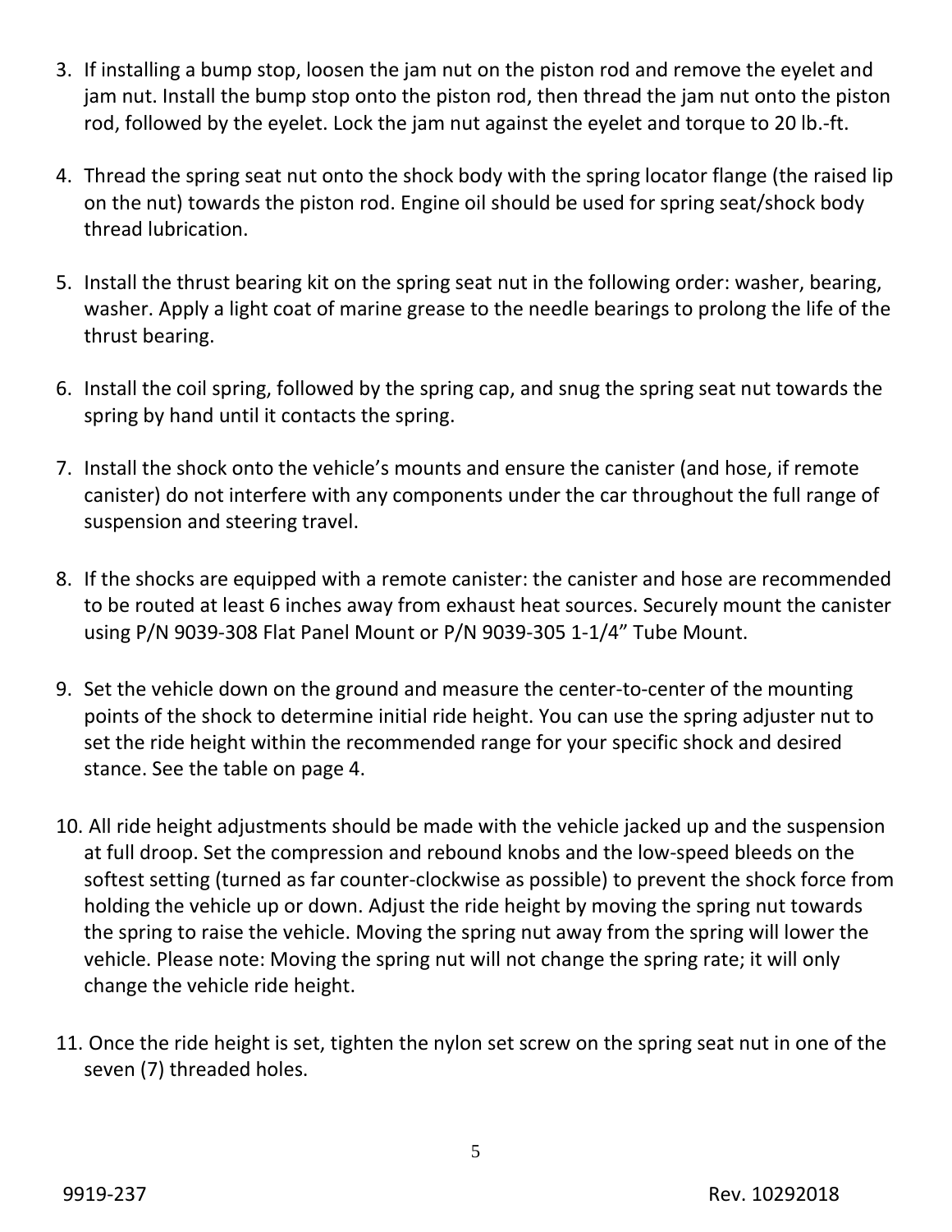3. If installing a bump stop, loosen the jam nut on the piston rod and remove the eyelet and jam nut. Install the bump stop onto the piston rod, then thread the jam nut onto the piston rod, followed by the eyelet. Lock the jam nut against the eyelet and torque to 20 lb.-ft.

4. Thread the spring seat nut onto the shock body with the spring locator flange (the raised lip on the nut) towards the piston rod. Engine oil should be used for spring seat/shock body thread lubrication.

5. Install the thrust bearing kit on the spring seat nut in the following order: washer, bearing, washer. Apply a light coat of marine grease to the needle bearings to prolong the life of the thrust bearing.

6. Install the coil spring, followed by the spring cap, and snug the spring seat nut towards the spring by hand until it contacts the spring.

7. Install the shock onto the vehicle's mounts and ensure the canister (and hose, if remote canister) do not interfere with any components under the car throughout the full range of suspension and steering travel.

8. If the shocks are equipped with a remote canister: the canister and hose are recommended to be routed at least 6 inches away from exhaust heat sources. Securely mount the canister using P/N 9039-308 Flat Panel Mount or P/N 9039-305 1-1/4" Tube Mount.

9. Set the vehicle down on the ground and measure the center-to-center of the mounting points of the shock to determine initial ride height. You can use the spring adjuster nut to set the ride height within the recommended range for your specific shock and desired stance. See the table on page 4.

10. All ride height adjustments should be made with the vehicle jacked up and the suspension at full droop. Set the compression and rebound knobs and the low-speed bleeds on the softest setting (turned as far counter-clockwise as possible) to prevent the shock force from holding the vehicle up or down. Adjust the ride height by moving the spring nut towards the spring to raise the vehicle. Moving the spring nut away from the spring will lower the vehicle. Please note: Moving the spring nut will not change the spring rate; it will only change the vehicle ride height.

11. Once the ride height is set, tighten the nylon set screw on the spring seat nut in one of the seven (7) threaded holes.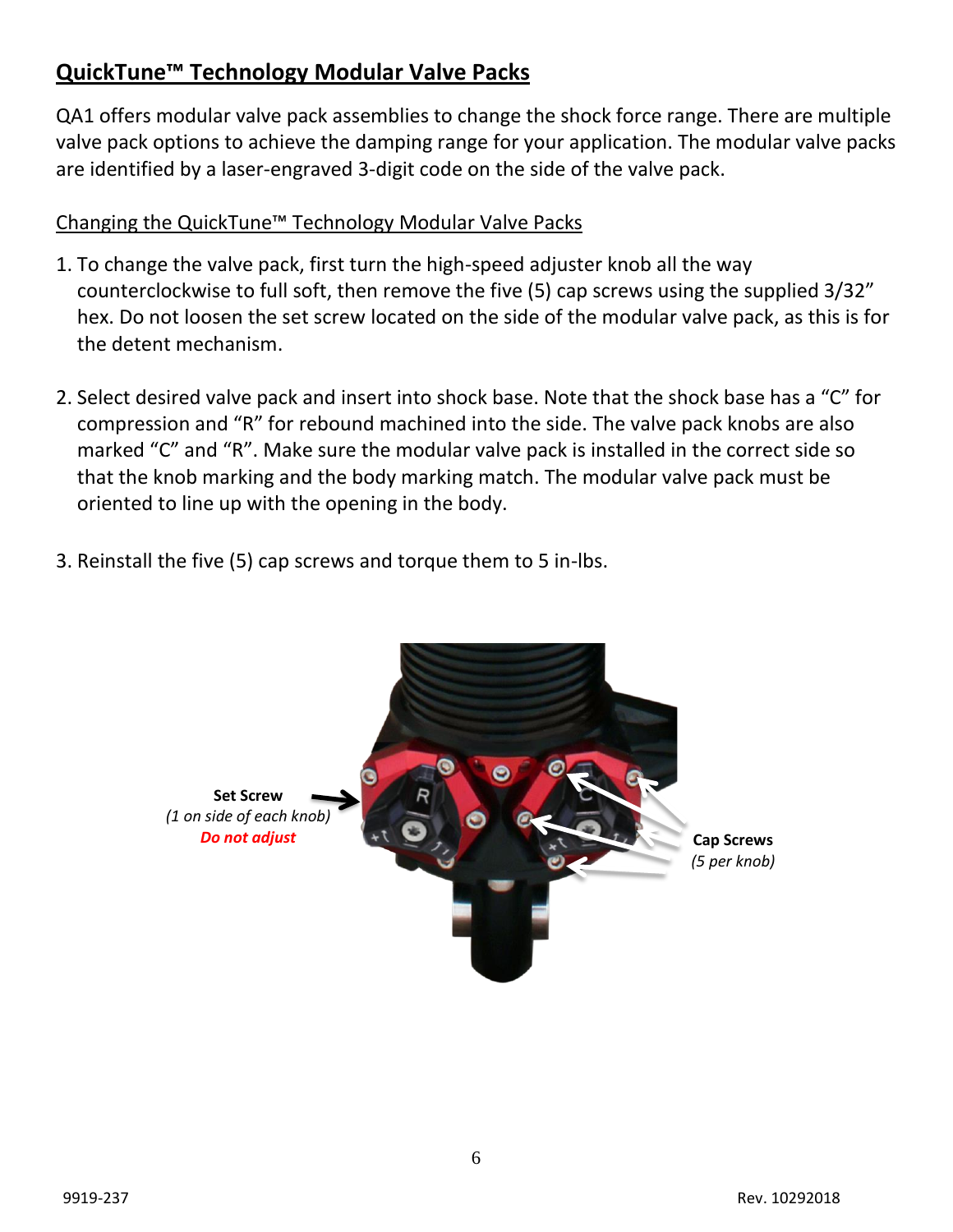## QuickTune™ Technology Modular Valve Packs

QA1 offers modular valve pack assemblies to change the shock force range. There are multiple valve pack options to achieve the damping range for your application. The modular valve packs are identified by a laser-engraved 3-digit code on the side of the valve pack.

### Changing the QuickTune™ Technology Modular Valve Packs

1. To change the valve pack, first turn the high-speed adjuster knob all the way counterclockwise to full soft, then remove the five (5) cap screws using the supplied 3/32" hex. Do not loosen the set screw located on the side of the modular valve pack, as this is for the detent mechanism.

2. Select desired valve pack and insert into shock base. Note that the shock base has a "C" for compression and "R" for rebound machined into the side. The valve pack knobs are also marked "C" and "R". Make sure the modular valve pack is installed in the correct side so that the knob marking and the body marking match. The modular valve pack must be oriented to line up with the opening in the body.

3. Reinstall the five (5) cap screws and torque them to 5 in-lbs.

**Set Screw**
*(1 on side of each knob)*
***Do not adjust***

**Cap Screws**
*(5 per knob)*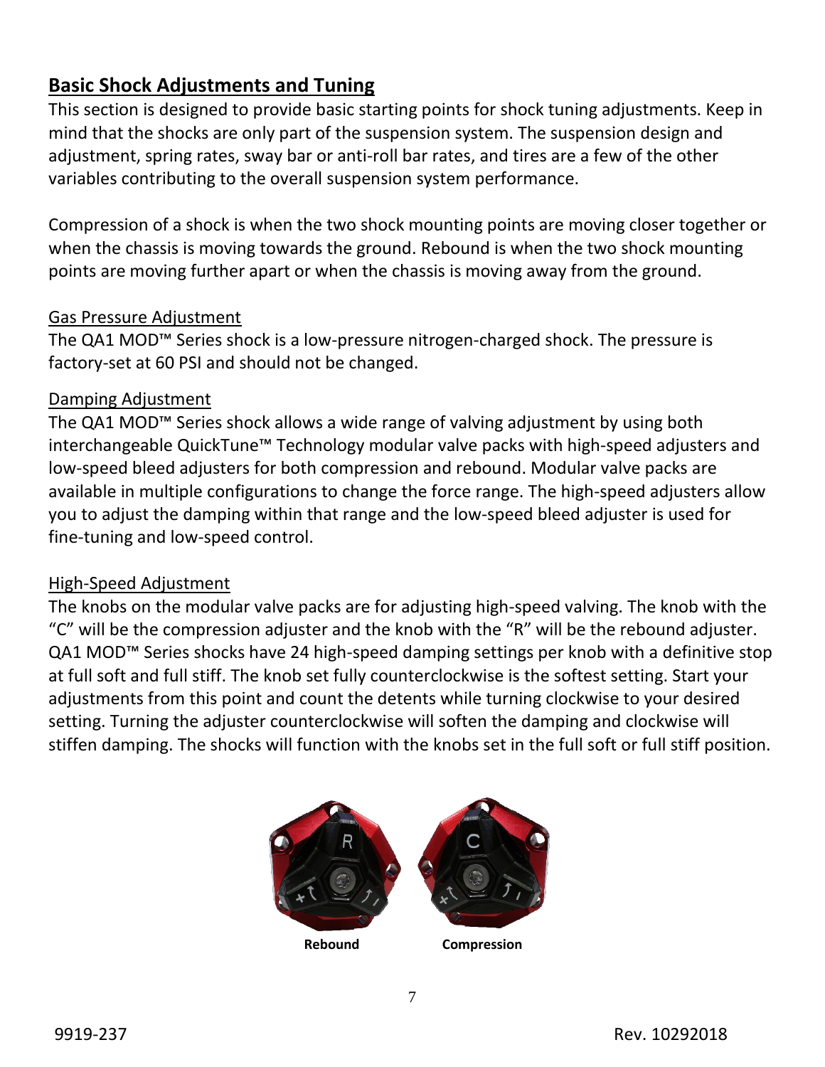## Basic Shock Adjustments and Tuning

This section is designed to provide basic starting points for shock tuning adjustments. Keep in mind that the shocks are only part of the suspension system. The suspension design and adjustment, spring rates, sway bar or anti-roll bar rates, and tires are a few of the other variables contributing to the overall suspension system performance.

Compression of a shock is when the two shock mounting points are moving closer together or when the chassis is moving towards the ground. Rebound is when the two shock mounting points are moving further apart or when the chassis is moving away from the ground.

### Gas Pressure Adjustment

The QA1 MOD™ Series shock is a low-pressure nitrogen-charged shock. The pressure is factory-set at 60 PSI and should not be changed.

### Damping Adjustment

The QA1 MOD™ Series shock allows a wide range of valving adjustment by using both interchangeable QuickTune™ Technology modular valve packs with high-speed adjusters and low-speed bleed adjusters for both compression and rebound. Modular valve packs are available in multiple configurations to change the force range. The high-speed adjusters allow you to adjust the damping within that range and the low-speed bleed adjuster is used for fine-tuning and low-speed control.

### High-Speed Adjustment

The knobs on the modular valve packs are for adjusting high-speed valving. The knob with the "C" will be the compression adjuster and the knob with the "R" will be the rebound adjuster. QA1 MOD™ Series shocks have 24 high-speed damping settings per knob with a definitive stop at full soft and full stiff. The knob set fully counterclockwise is the softest setting. Start your adjustments from this point and count the detents while turning clockwise to your desired setting. Turning the adjuster counterclockwise will soften the damping and clockwise will stiffen damping. The shocks will function with the knobs set in the full soft or full stiff position.

**Rebound** **Compression**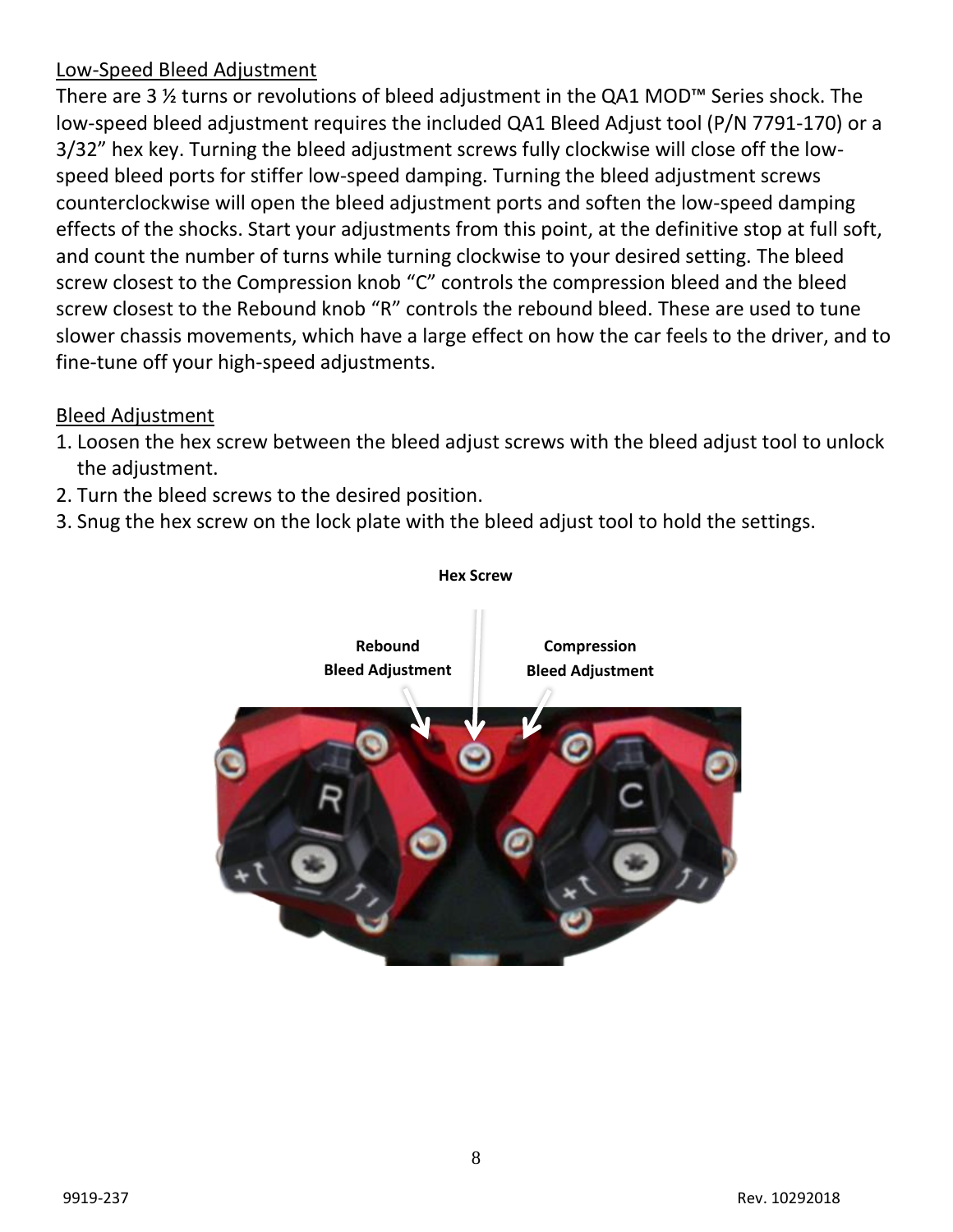Low-Speed Bleed Adjustment

There are 3 ½ turns or revolutions of bleed adjustment in the QA1 MOD™ Series shock. The low-speed bleed adjustment requires the included QA1 Bleed Adjust tool (P/N 7791-170) or a 3/32" hex key. Turning the bleed adjustment screws fully clockwise will close off the low-speed bleed ports for stiffer low-speed damping. Turning the bleed adjustment screws counterclockwise will open the bleed adjustment ports and soften the low-speed damping effects of the shocks. Start your adjustments from this point, at the definitive stop at full soft, and count the number of turns while turning clockwise to your desired setting. The bleed screw closest to the Compression knob "C" controls the compression bleed and the bleed screw closest to the Rebound knob "R" controls the rebound bleed. These are used to tune slower chassis movements, which have a large effect on how the car feels to the driver, and to fine-tune off your high-speed adjustments.

Bleed Adjustment

1. Loosen the hex screw between the bleed adjust screws with the bleed adjust tool to unlock the adjustment.
2. Turn the bleed screws to the desired position.
3. Snug the hex screw on the lock plate with the bleed adjust tool to hold the settings.

**Hex Screw**

**Rebound Bleed Adjustment**

**Compression Bleed Adjustment**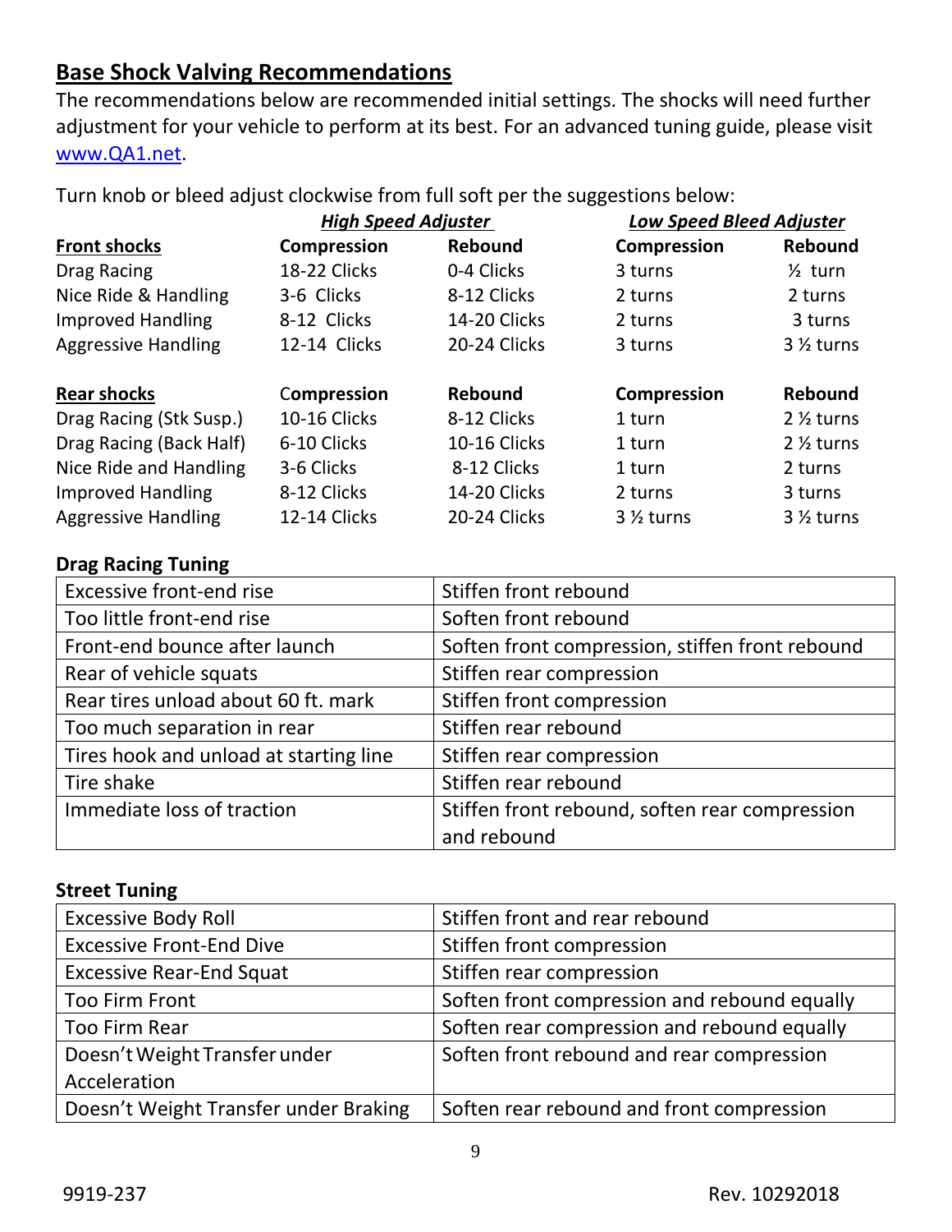## Base Shock Valving Recommendations

The recommendations below are recommended initial settings. The shocks will need further adjustment for your vehicle to perform at its best. For an advanced tuning guide, please visit www.QA1.net.

Turn knob or bleed adjust clockwise from full soft per the suggestions below:

| | *High Speed Adjuster* | | *Low Speed Bleed Adjuster* | |
|---|---|---|---|---|
| **Front shocks** | **Compression** | **Rebound** | **Compression** | **Rebound** |
| Drag Racing | 18-22 Clicks | 0-4 Clicks | 3 turns | ½ turn |
| Nice Ride & Handling | 3-6 Clicks | 8-12 Clicks | 2 turns | 2 turns |
| Improved Handling | 8-12 Clicks | 14-20 Clicks | 2 turns | 3 turns |
| Aggressive Handling | 12-14 Clicks | 20-24 Clicks | 3 turns | 3 ½ turns |
| **Rear shocks** | **Compression** | **Rebound** | **Compression** | **Rebound** |
| Drag Racing (Stk Susp.) | 10-16 Clicks | 8-12 Clicks | 1 turn | 2 ½ turns |
| Drag Racing (Back Half) | 6-10 Clicks | 10-16 Clicks | 1 turn | 2 ½ turns |
| Nice Ride and Handling | 3-6 Clicks | 8-12 Clicks | 1 turn | 2 turns |
| Improved Handling | 8-12 Clicks | 14-20 Clicks | 2 turns | 3 turns |
| Aggressive Handling | 12-14 Clicks | 20-24 Clicks | 3 ½ turns | 3 ½ turns |

### Drag Racing Tuning

| | |
|---|---|
| Excessive front-end rise | Stiffen front rebound |
| Too little front-end rise | Soften front rebound |
| Front-end bounce after launch | Soften front compression, stiffen front rebound |
| Rear of vehicle squats | Stiffen rear compression |
| Rear tires unload about 60 ft. mark | Stiffen front compression |
| Too much separation in rear | Stiffen rear rebound |
| Tires hook and unload at starting line | Stiffen rear compression |
| Tire shake | Stiffen rear rebound |
| Immediate loss of traction | Stiffen front rebound, soften rear compression and rebound |

### Street Tuning

| | |
|---|---|
| Excessive Body Roll | Stiffen front and rear rebound |
| Excessive Front-End Dive | Stiffen front compression |
| Excessive Rear-End Squat | Stiffen rear compression |
| Too Firm Front | Soften front compression and rebound equally |
| Too Firm Rear | Soften rear compression and rebound equally |
| Doesn't Weight Transfer under Acceleration | Soften front rebound and rear compression |
| Doesn't Weight Transfer under Braking | Soften rear rebound and front compression |

9919-237 Rev. 10292018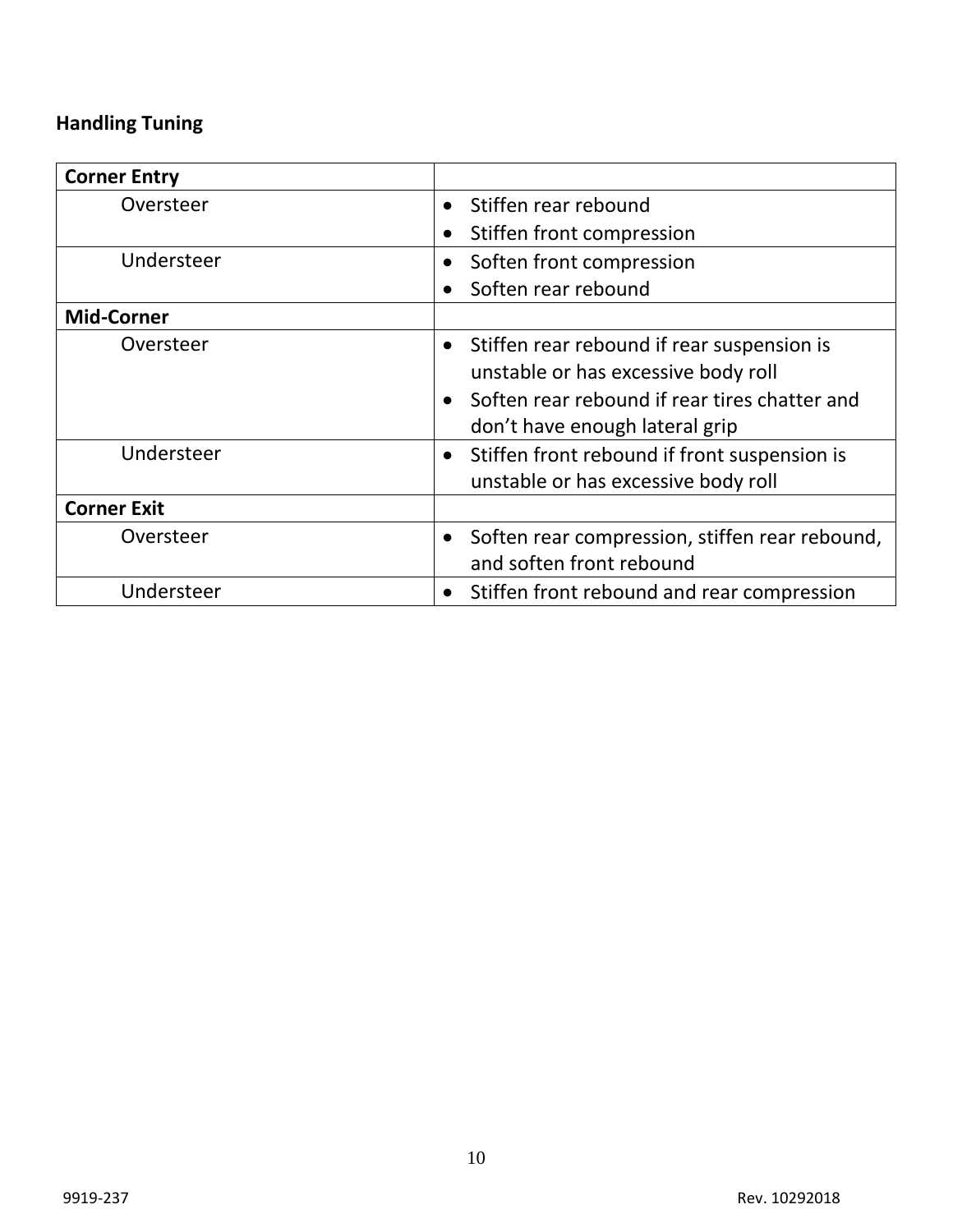## Handling Tuning

| Corner Entry | |
|---|---|
| Oversteer | • Stiffen rear rebound<br>• Stiffen front compression |
| Understeer | • Soften front compression<br>• Soften rear rebound |
| **Mid-Corner** | |
| Oversteer | • Stiffen rear rebound if rear suspension is unstable or has excessive body roll<br>• Soften rear rebound if rear tires chatter and don't have enough lateral grip |
| Understeer | • Stiffen front rebound if front suspension is unstable or has excessive body roll |
| **Corner Exit** | |
| Oversteer | • Soften rear compression, stiffen rear rebound, and soften front rebound |
| Understeer | • Stiffen front rebound and rear compression |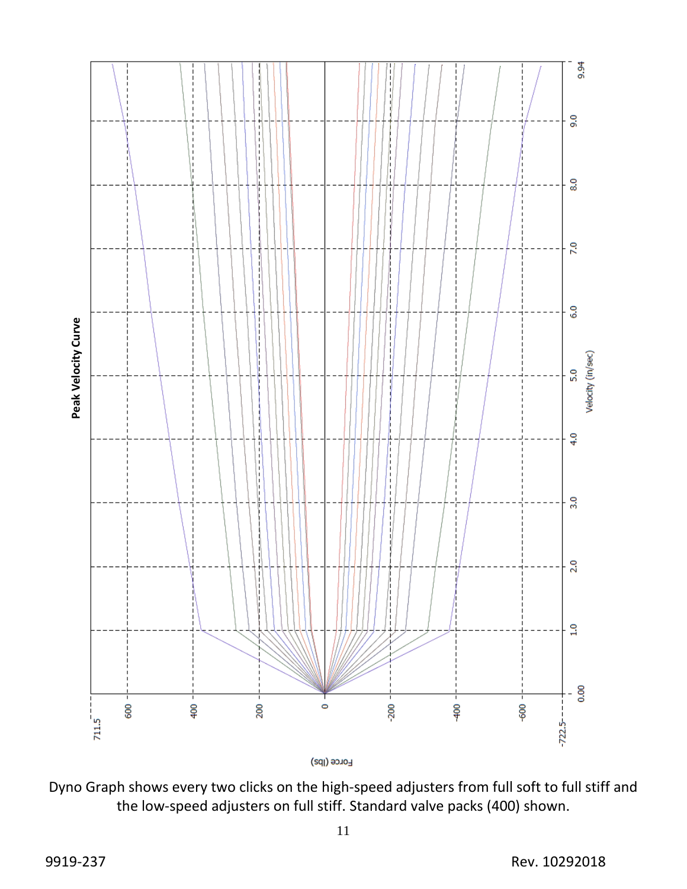**Peak Velocity Curve**

Force (lbs)

Velocity (in/sec)

Dyno Graph shows every two clicks on the high-speed adjusters from full soft to full stiff and the low-speed adjusters on full stiff. Standard valve packs (400) shown.

9919-237 Rev. 10292018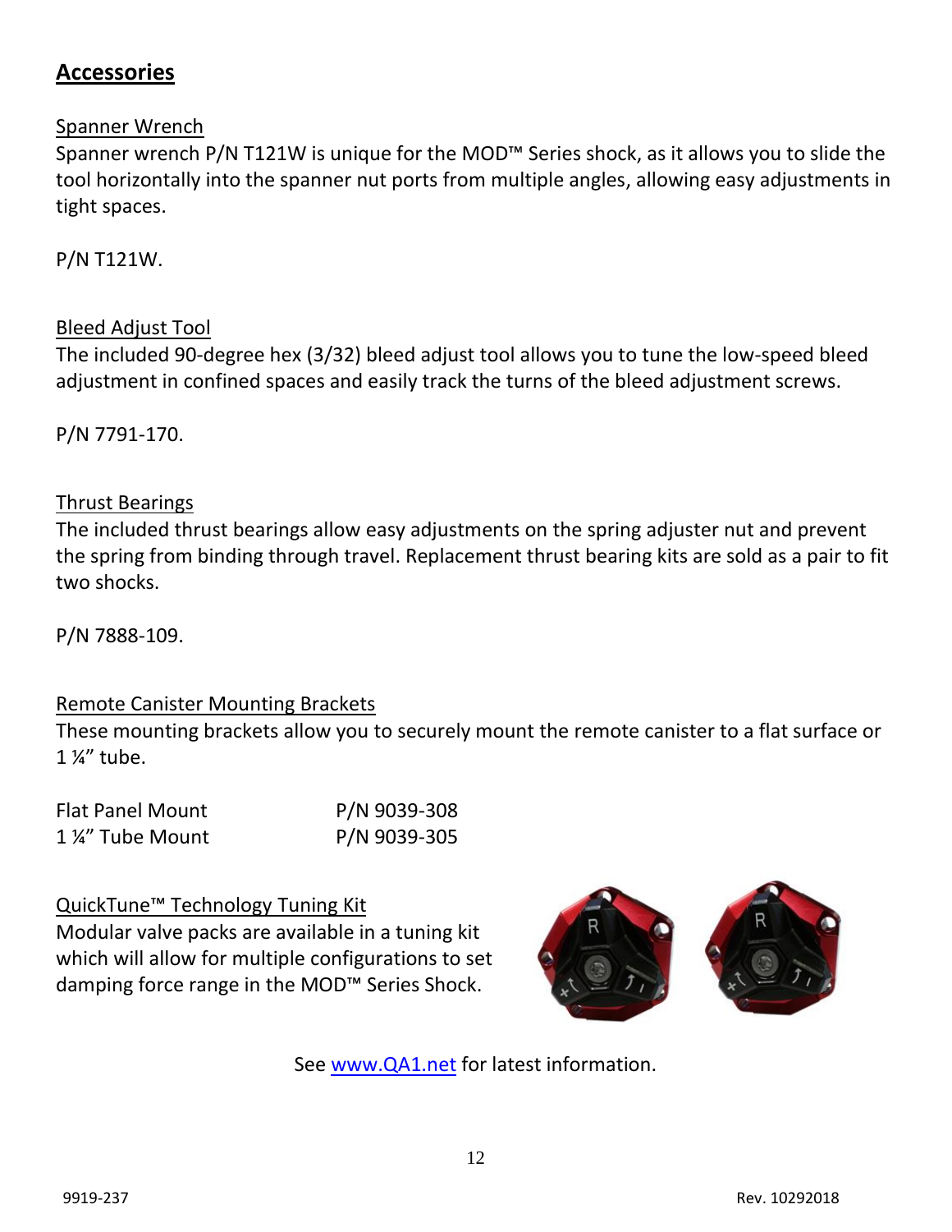## Accessories

Spanner Wrench

Spanner wrench P/N T121W is unique for the MOD™ Series shock, as it allows you to slide the tool horizontally into the spanner nut ports from multiple angles, allowing easy adjustments in tight spaces.

P/N T121W.

Bleed Adjust Tool

The included 90-degree hex (3/32) bleed adjust tool allows you to tune the low-speed bleed adjustment in confined spaces and easily track the turns of the bleed adjustment screws.

P/N 7791-170.

Thrust Bearings

The included thrust bearings allow easy adjustments on the spring adjuster nut and prevent the spring from binding through travel. Replacement thrust bearing kits are sold as a pair to fit two shocks.

P/N 7888-109.

Remote Canister Mounting Brackets

These mounting brackets allow you to securely mount the remote canister to a flat surface or 1 ¼" tube.

| | |
|---|---|
| Flat Panel Mount | P/N 9039-308 |
| 1 ¼" Tube Mount | P/N 9039-305 |

QuickTune™ Technology Tuning Kit

Modular valve packs are available in a tuning kit which will allow for multiple configurations to set damping force range in the MOD™ Series Shock.

See www.QA1.net for latest information.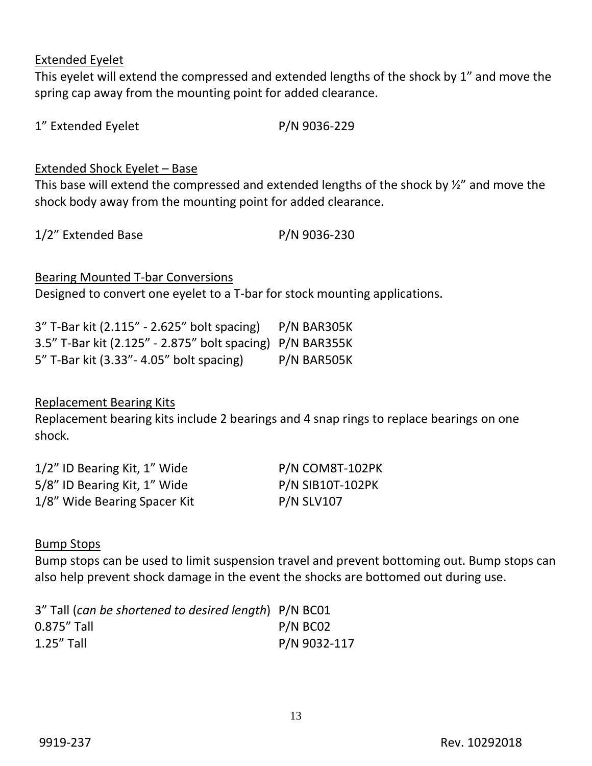Extended Eyelet

This eyelet will extend the compressed and extended lengths of the shock by 1" and move the spring cap away from the mounting point for added clearance.

| | |
|---|---|
| 1" Extended Eyelet | P/N 9036-229 |

Extended Shock Eyelet – Base

This base will extend the compressed and extended lengths of the shock by ½" and move the shock body away from the mounting point for added clearance.

| | |
|---|---|
| 1/2" Extended Base | P/N 9036-230 |

Bearing Mounted T-bar Conversions

Designed to convert one eyelet to a T-bar for stock mounting applications.

| | |
|---|---|
| 3" T-Bar kit (2.115" - 2.625" bolt spacing) | P/N BAR305K |
| 3.5" T-Bar kit (2.125" - 2.875" bolt spacing) | P/N BAR355K |
| 5" T-Bar kit (3.33"- 4.05" bolt spacing) | P/N BAR505K |

Replacement Bearing Kits

Replacement bearing kits include 2 bearings and 4 snap rings to replace bearings on one shock.

| | |
|---|---|
| 1/2" ID Bearing Kit, 1" Wide | P/N COM8T-102PK |
| 5/8" ID Bearing Kit, 1" Wide | P/N SIB10T-102PK |
| 1/8" Wide Bearing Spacer Kit | P/N SLV107 |

Bump Stops

Bump stops can be used to limit suspension travel and prevent bottoming out. Bump stops can also help prevent shock damage in the event the shocks are bottomed out during use.

| | |
|---|---|
| 3" Tall (*can be shortened to desired length*) | P/N BC01 |
| 0.875" Tall | P/N BC02 |
| 1.25" Tall | P/N 9032-117 |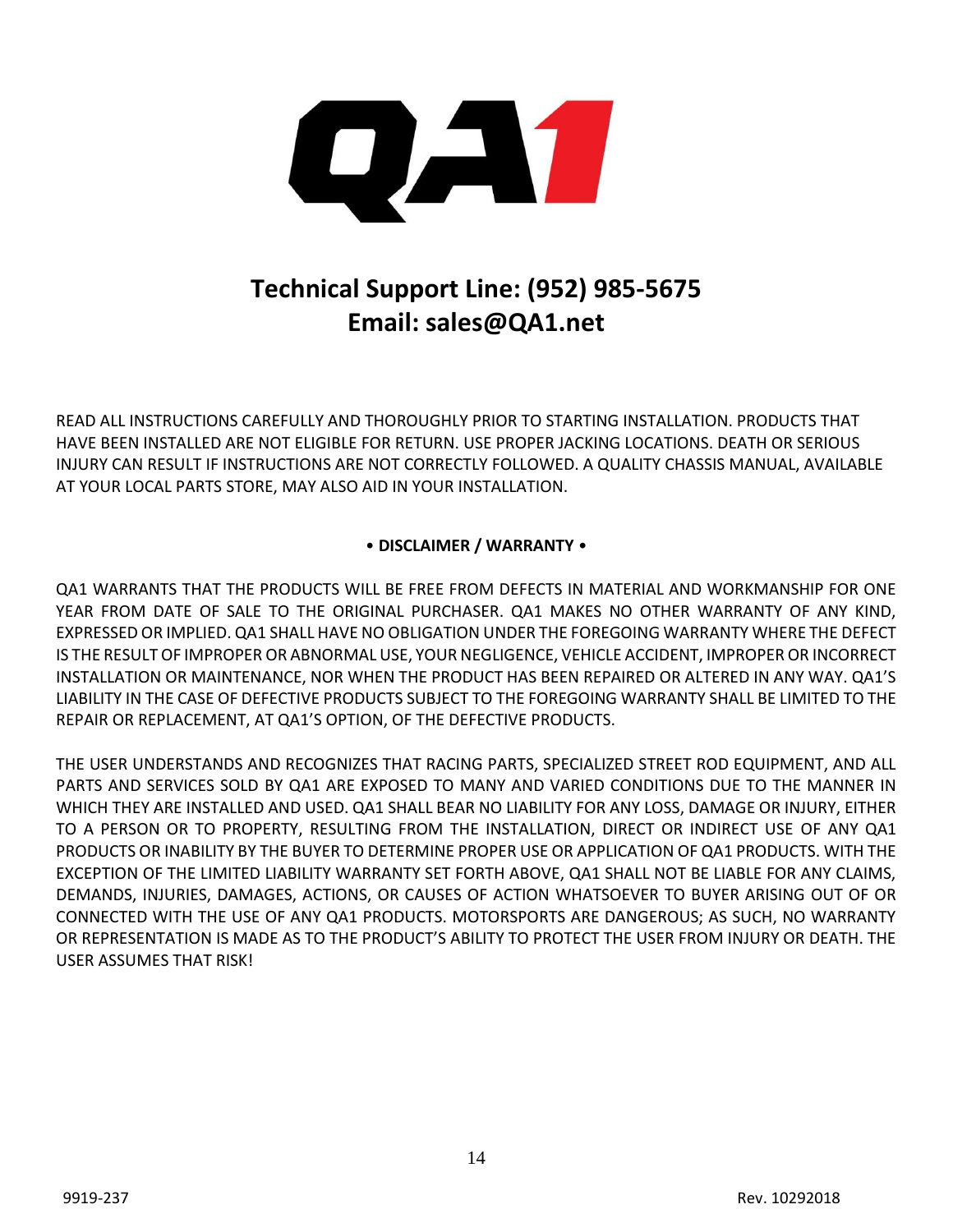**Technical Support Line: (952) 985-5675**
**Email: sales@QA1.net**

READ ALL INSTRUCTIONS CAREFULLY AND THOROUGHLY PRIOR TO STARTING INSTALLATION. PRODUCTS THAT HAVE BEEN INSTALLED ARE NOT ELIGIBLE FOR RETURN. USE PROPER JACKING LOCATIONS. DEATH OR SERIOUS INJURY CAN RESULT IF INSTRUCTIONS ARE NOT CORRECTLY FOLLOWED. A QUALITY CHASSIS MANUAL, AVAILABLE AT YOUR LOCAL PARTS STORE, MAY ALSO AID IN YOUR INSTALLATION.

**• DISCLAIMER / WARRANTY •**

QA1 WARRANTS THAT THE PRODUCTS WILL BE FREE FROM DEFECTS IN MATERIAL AND WORKMANSHIP FOR ONE YEAR FROM DATE OF SALE TO THE ORIGINAL PURCHASER. QA1 MAKES NO OTHER WARRANTY OF ANY KIND, EXPRESSED OR IMPLIED. QA1 SHALL HAVE NO OBLIGATION UNDER THE FOREGOING WARRANTY WHERE THE DEFECT IS THE RESULT OF IMPROPER OR ABNORMAL USE, YOUR NEGLIGENCE, VEHICLE ACCIDENT, IMPROPER OR INCORRECT INSTALLATION OR MAINTENANCE, NOR WHEN THE PRODUCT HAS BEEN REPAIRED OR ALTERED IN ANY WAY. QA1'S LIABILITY IN THE CASE OF DEFECTIVE PRODUCTS SUBJECT TO THE FOREGOING WARRANTY SHALL BE LIMITED TO THE REPAIR OR REPLACEMENT, AT QA1'S OPTION, OF THE DEFECTIVE PRODUCTS.

THE USER UNDERSTANDS AND RECOGNIZES THAT RACING PARTS, SPECIALIZED STREET ROD EQUIPMENT, AND ALL PARTS AND SERVICES SOLD BY QA1 ARE EXPOSED TO MANY AND VARIED CONDITIONS DUE TO THE MANNER IN WHICH THEY ARE INSTALLED AND USED. QA1 SHALL BEAR NO LIABILITY FOR ANY LOSS, DAMAGE OR INJURY, EITHER TO A PERSON OR TO PROPERTY, RESULTING FROM THE INSTALLATION, DIRECT OR INDIRECT USE OF ANY QA1 PRODUCTS OR INABILITY BY THE BUYER TO DETERMINE PROPER USE OR APPLICATION OF QA1 PRODUCTS. WITH THE EXCEPTION OF THE LIMITED LIABILITY WARRANTY SET FORTH ABOVE, QA1 SHALL NOT BE LIABLE FOR ANY CLAIMS, DEMANDS, INJURIES, DAMAGES, ACTIONS, OR CAUSES OF ACTION WHATSOEVER TO BUYER ARISING OUT OF OR CONNECTED WITH THE USE OF ANY QA1 PRODUCTS. MOTORSPORTS ARE DANGEROUS; AS SUCH, NO WARRANTY OR REPRESENTATION IS MADE AS TO THE PRODUCT'S ABILITY TO PROTECT THE USER FROM INJURY OR DEATH. THE USER ASSUMES THAT RISK!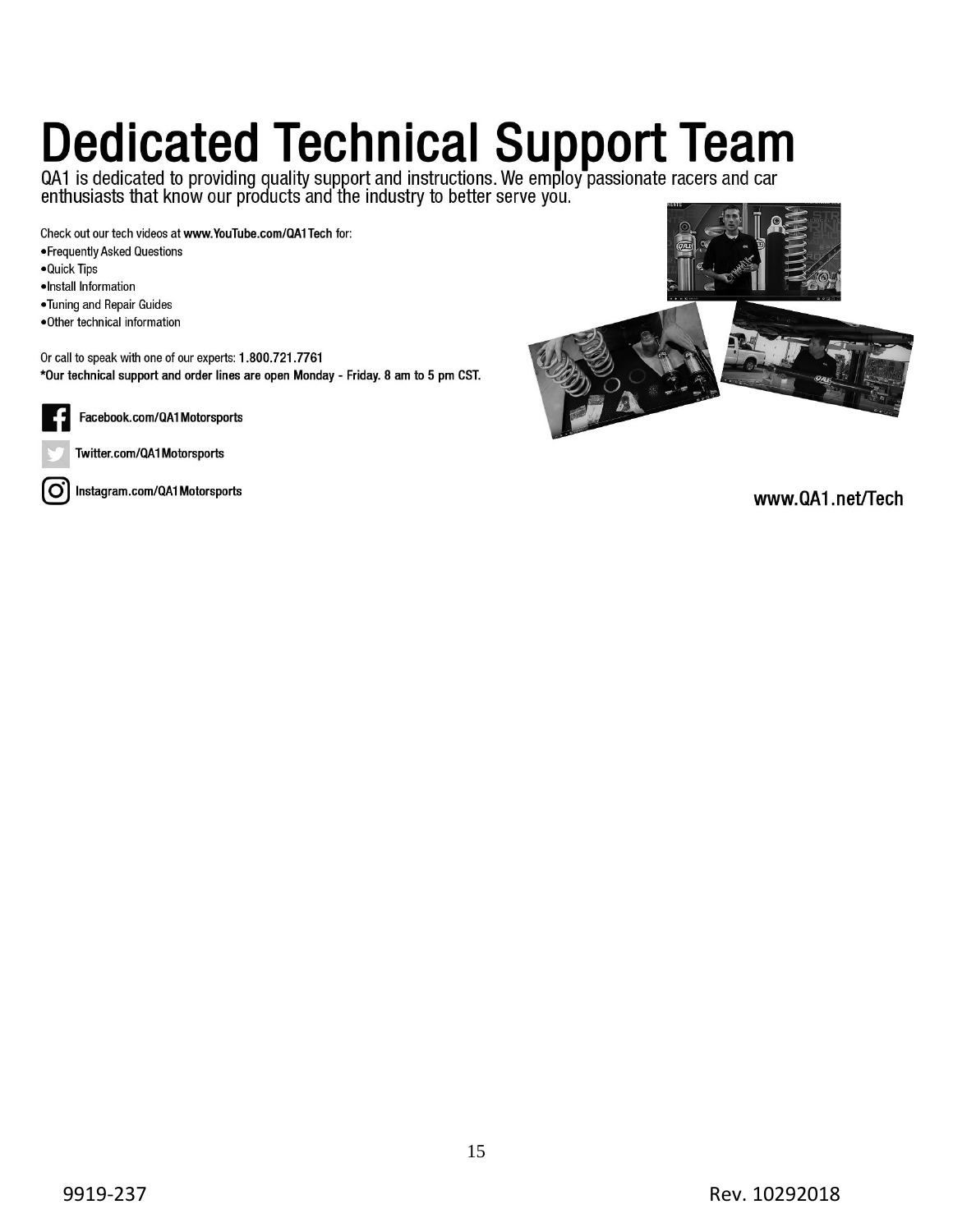# Dedicated Technical Support Team

QA1 is dedicated to providing quality support and instructions. We employ passionate racers and car enthusiasts that know our products and the industry to better serve you.

Check out our tech videos at **www.YouTube.com/QA1Tech** for:

- Frequently Asked Questions
- Quick Tips
- Install Information
- Tuning and Repair Guides
- Other technical information

Or call to speak with one of our experts: **1.800.721.7761**

**\*Our technical support and order lines are open Monday - Friday. 8 am to 5 pm CST.**

Facebook.com/QA1Motorsports

Twitter.com/QA1Motorsports

Instagram.com/QA1Motorsports

www.QA1.net/Tech

9919-237

Rev. 10292018